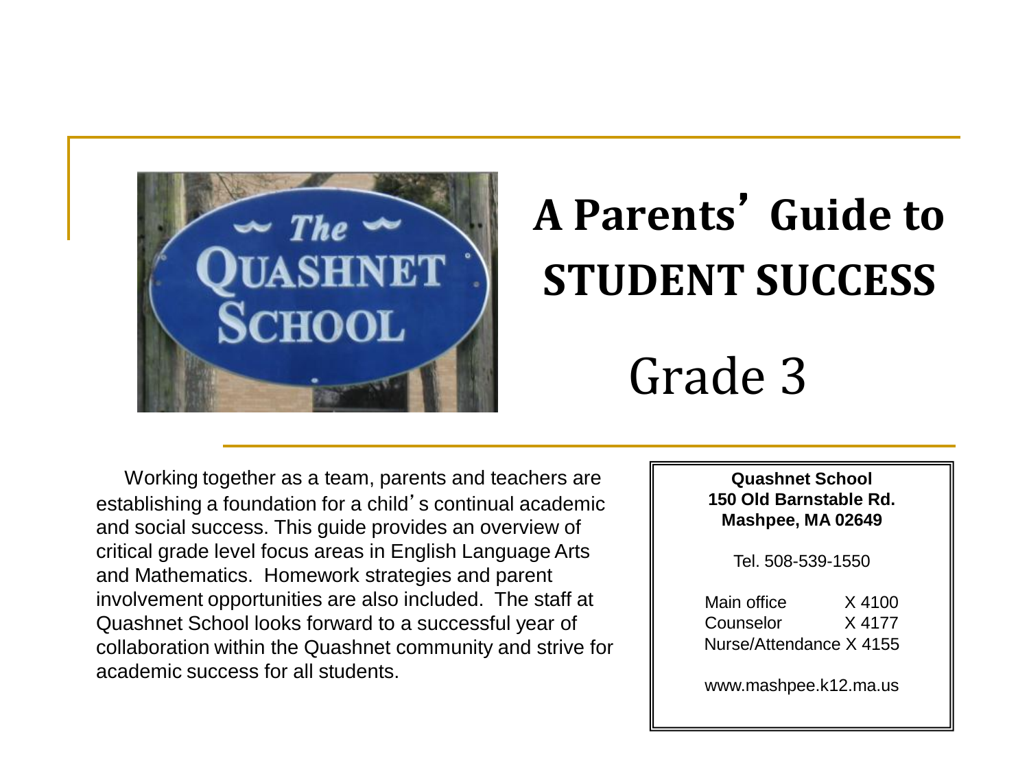# A Parents' Guide to STUDENT SUCCESS

## Grade 3

Working together as a team, parents and teachers are establishing a foundation for a child's continual academic and social success. This guide provides an overview of critical grade level focus areas in English Language Arts and Mathematics. Homework strategies and parent involvement opportunities are also included. The staff at Quashnet School looks forward to a successful year of collaboration within the Quashnet community and strive for academic success for all students.

**Quashnet School**
**150 Old Barnstable Rd.**
**Mashpee, MA 02649**

Tel. 508-539-1550

Main office X 4100
Counselor X 4177
Nurse/Attendance X 4155

www.mashpee.k12.ma.us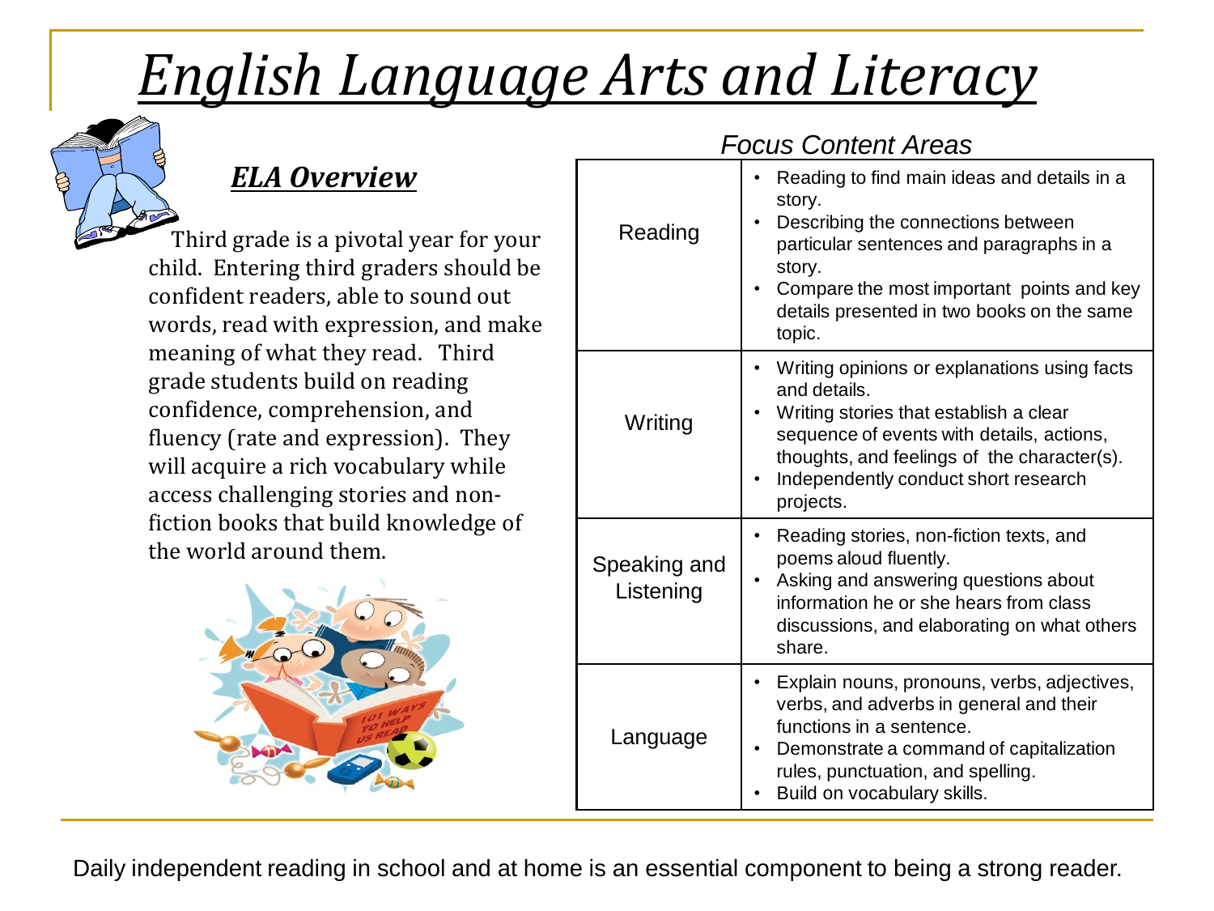# *English Language Arts and Literacy*

## ***ELA Overview***

Third grade is a pivotal year for your child. Entering third graders should be confident readers, able to sound out words, read with expression, and make meaning of what they read. Third grade students build on reading confidence, comprehension, and fluency (rate and expression). They will acquire a rich vocabulary while access challenging stories and non-fiction books that build knowledge of the world around them.

*Focus Content Areas*

| | |
|---|---|
| Reading | • Reading to find main ideas and details in a story.<br>• Describing the connections between particular sentences and paragraphs in a story.<br>• Compare the most important points and key details presented in two books on the same topic. |
| Writing | • Writing opinions or explanations using facts and details.<br>• Writing stories that establish a clear sequence of events with details, actions, thoughts, and feelings of the character(s).<br>• Independently conduct short research projects. |
| Speaking and Listening | • Reading stories, non-fiction texts, and poems aloud fluently.<br>• Asking and answering questions about information he or she hears from class discussions, and elaborating on what others share. |
| Language | • Explain nouns, pronouns, verbs, adjectives, verbs, and adverbs in general and their functions in a sentence.<br>• Demonstrate a command of capitalization rules, punctuation, and spelling.<br>• Build on vocabulary skills. |

Daily independent reading in school and at home is an essential component to being a strong reader.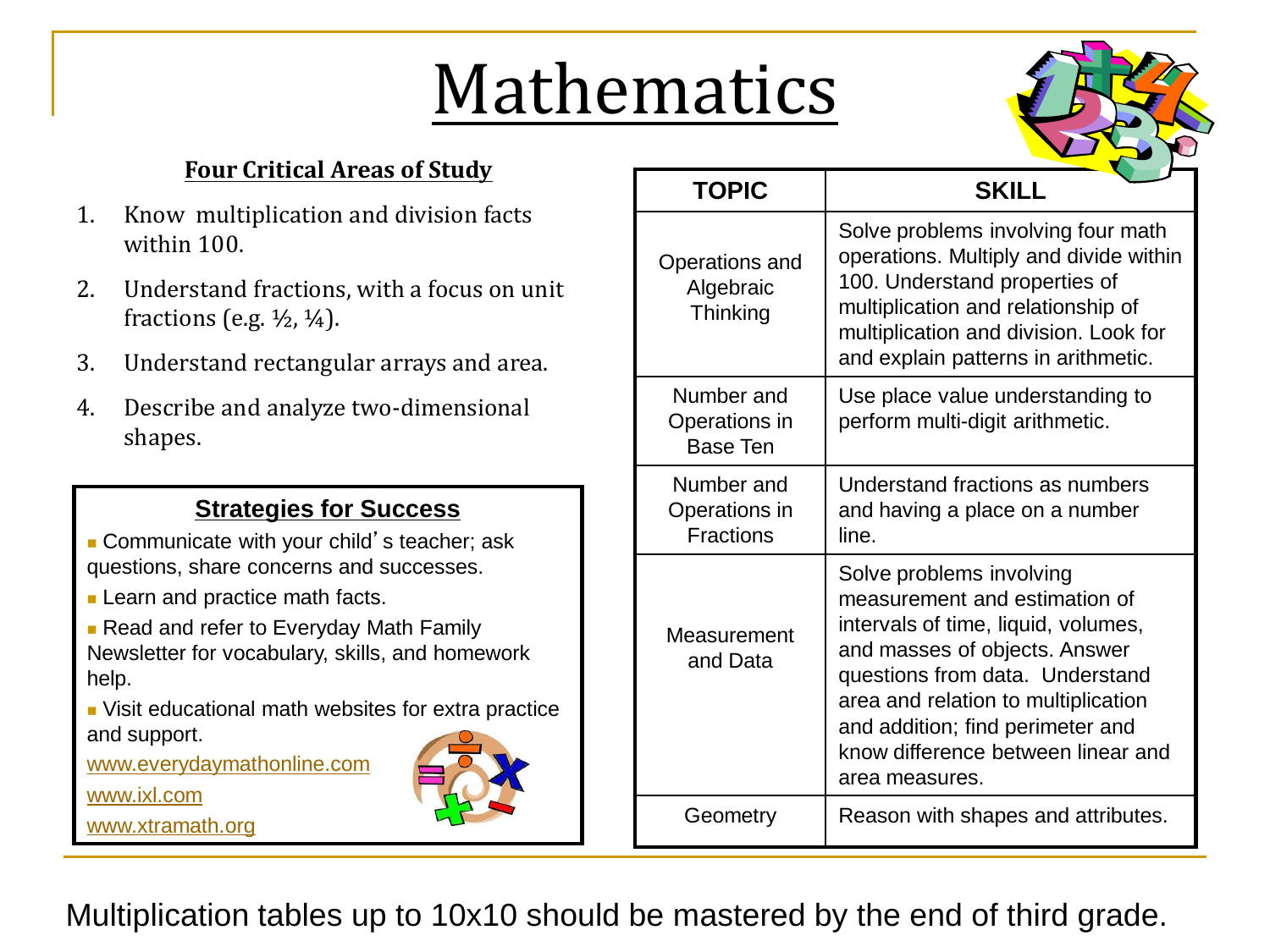# Mathematics

### Four Critical Areas of Study

1. Know multiplication and division facts within 100.
2. Understand fractions, with a focus on unit fractions (e.g. ½, ¼).
3. Understand rectangular arrays and area.
4. Describe and analyze two-dimensional shapes.

### Strategies for Success

- Communicate with your child's teacher; ask questions, share concerns and successes.
- Learn and practice math facts.
- Read and refer to Everyday Math Family Newsletter for vocabulary, skills, and homework help.
- Visit educational math websites for extra practice and support.

www.everydaymathonline.com

www.ixl.com

www.xtramath.org

| TOPIC | SKILL |
| --- | --- |
| Operations and Algebraic Thinking | Solve problems involving four math operations. Multiply and divide within 100. Understand properties of multiplication and relationship of multiplication and division. Look for and explain patterns in arithmetic. |
| Number and Operations in Base Ten | Use place value understanding to perform multi-digit arithmetic. |
| Number and Operations in Fractions | Understand fractions as numbers and having a place on a number line. |
| Measurement and Data | Solve problems involving measurement and estimation of intervals of time, liquid, volumes, and masses of objects. Answer questions from data. Understand area and relation to multiplication and addition; find perimeter and know difference between linear and area measures. |
| Geometry | Reason with shapes and attributes. |

Multiplication tables up to 10x10 should be mastered by the end of third grade.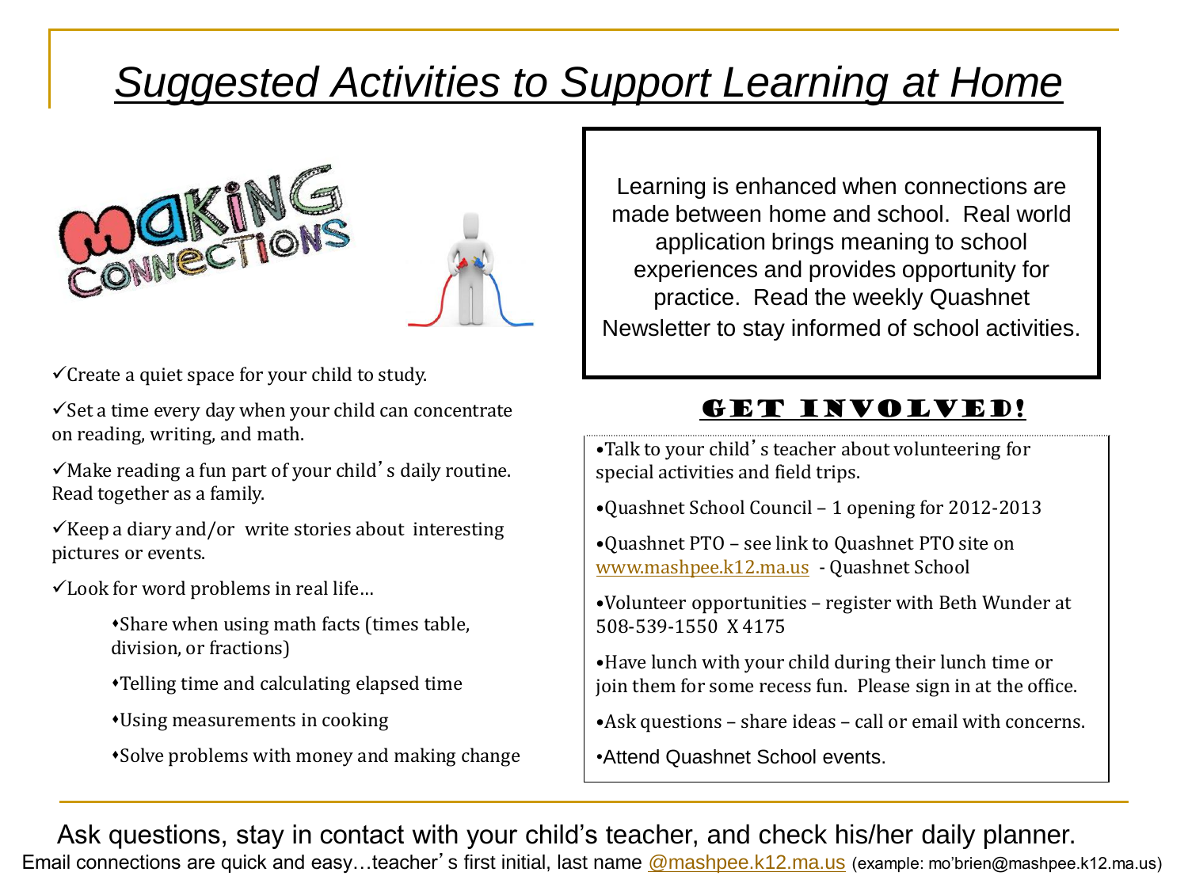# *Suggested Activities to Support Learning at Home*

MAKING CONNECTIONS

- ✓Create a quiet space for your child to study.
- ✓Set a time every day when your child can concentrate on reading, writing, and math.
- ✓Make reading a fun part of your child's daily routine. Read together as a family.
- ✓Keep a diary and/or write stories about interesting pictures or events.
- ✓Look for word problems in real life…
  - Share when using math facts (times table, division, or fractions)
  - Telling time and calculating elapsed time
  - Using measurements in cooking
  - Solve problems with money and making change

Learning is enhanced when connections are made between home and school. Real world application brings meaning to school experiences and provides opportunity for practice. Read the weekly Quashnet Newsletter to stay informed of school activities.

## GET INVOLVED!

- Talk to your child's teacher about volunteering for special activities and field trips.
- Quashnet School Council – 1 opening for 2012-2013
- Quashnet PTO – see link to Quashnet PTO site on www.mashpee.k12.ma.us - Quashnet School
- Volunteer opportunities – register with Beth Wunder at 508-539-1550 X 4175
- Have lunch with your child during their lunch time or join them for some recess fun. Please sign in at the office.
- Ask questions – share ideas – call or email with concerns.
- Attend Quashnet School events.

Ask questions, stay in contact with your child's teacher, and check his/her daily planner.

Email connections are quick and easy…teacher's first initial, last name @mashpee.k12.ma.us (example: mo'brien@mashpee.k12.ma.us)